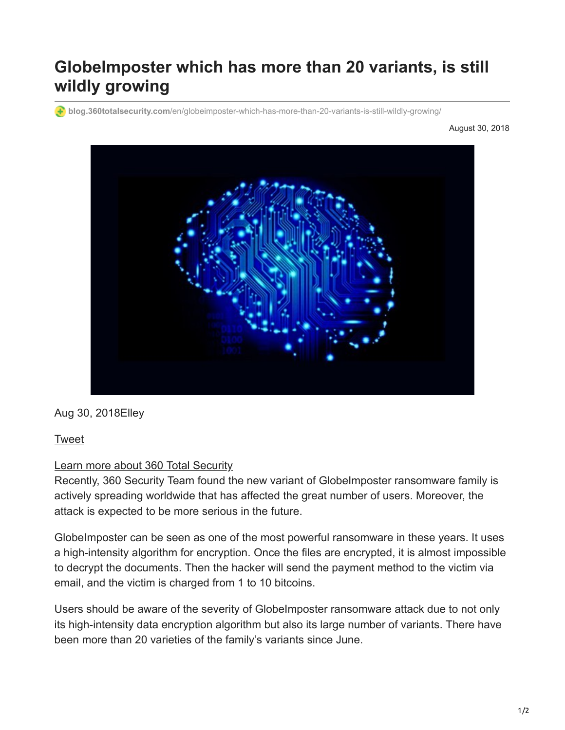# GlobeImposter which has more than 20 variants, is still wildly growing

blog.360totalsecurity.com/en/globeimposter-which-has-more-than-20-variants-is-still-wildly-growing/

August 30, 2018

Aug 30, 2018Elley

Tweet

Learn more about 360 Total Security

Recently, 360 Security Team found the new variant of GlobeImposter ransomware family is actively spreading worldwide that has affected the great number of users. Moreover, the attack is expected to be more serious in the future.

GlobeImposter can be seen as one of the most powerful ransomware in these years. It uses a high-intensity algorithm for encryption. Once the files are encrypted, it is almost impossible to decrypt the documents. Then the hacker will send the payment method to the victim via email, and the victim is charged from 1 to 10 bitcoins.

Users should be aware of the severity of GlobeImposter ransomware attack due to not only its high-intensity data encryption algorithm but also its large number of variants. There have been more than 20 varieties of the family's variants since June.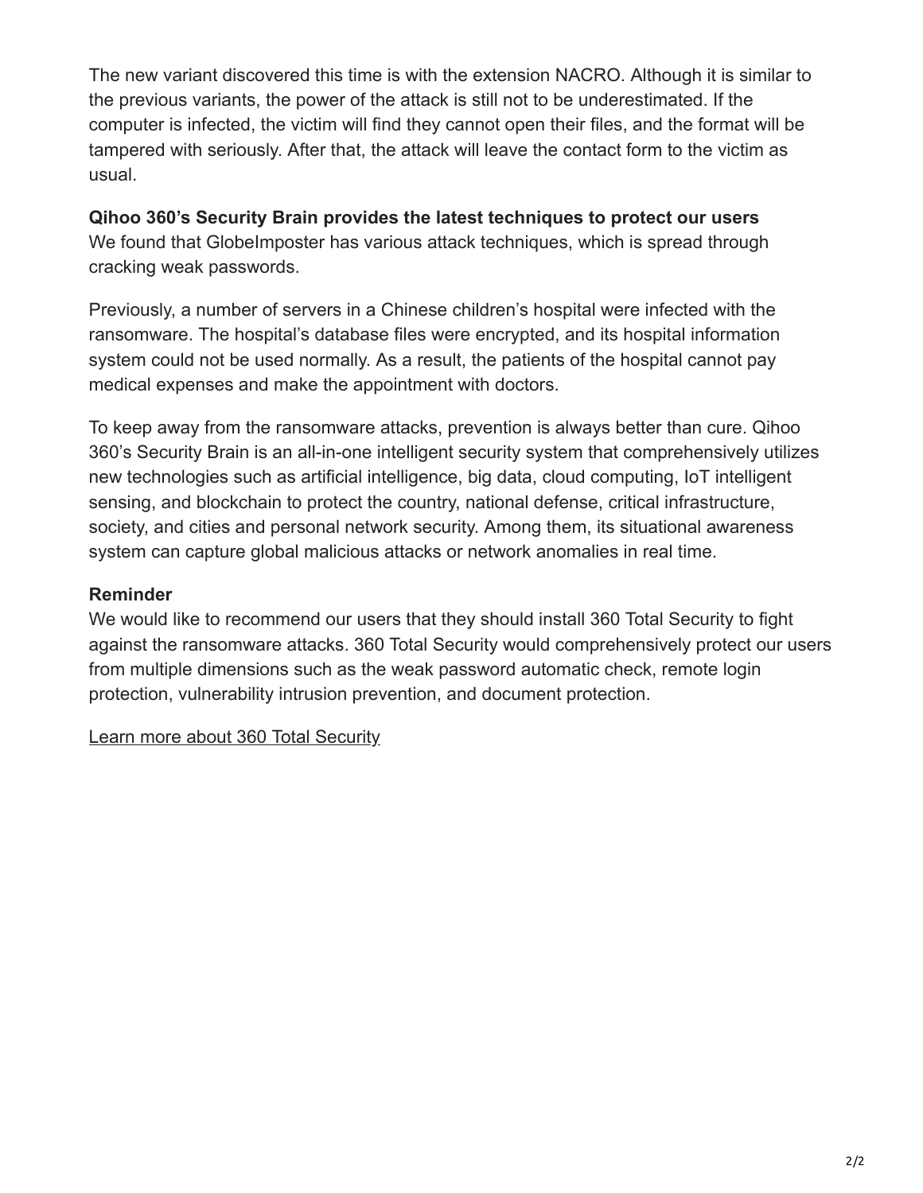The new variant discovered this time is with the extension NACRO. Although it is similar to the previous variants, the power of the attack is still not to be underestimated. If the computer is infected, the victim will find they cannot open their files, and the format will be tampered with seriously. After that, the attack will leave the contact form to the victim as usual.

**Qihoo 360's Security Brain provides the latest techniques to protect our users**
We found that GlobeImposter has various attack techniques, which is spread through cracking weak passwords.

Previously, a number of servers in a Chinese children's hospital were infected with the ransomware. The hospital's database files were encrypted, and its hospital information system could not be used normally. As a result, the patients of the hospital cannot pay medical expenses and make the appointment with doctors.

To keep away from the ransomware attacks, prevention is always better than cure. Qihoo 360's Security Brain is an all-in-one intelligent security system that comprehensively utilizes new technologies such as artificial intelligence, big data, cloud computing, IoT intelligent sensing, and blockchain to protect the country, national defense, critical infrastructure, society, and cities and personal network security. Among them, its situational awareness system can capture global malicious attacks or network anomalies in real time.

**Reminder**
We would like to recommend our users that they should install 360 Total Security to fight against the ransomware attacks. 360 Total Security would comprehensively protect our users from multiple dimensions such as the weak password automatic check, remote login protection, vulnerability intrusion prevention, and document protection.

Learn more about 360 Total Security